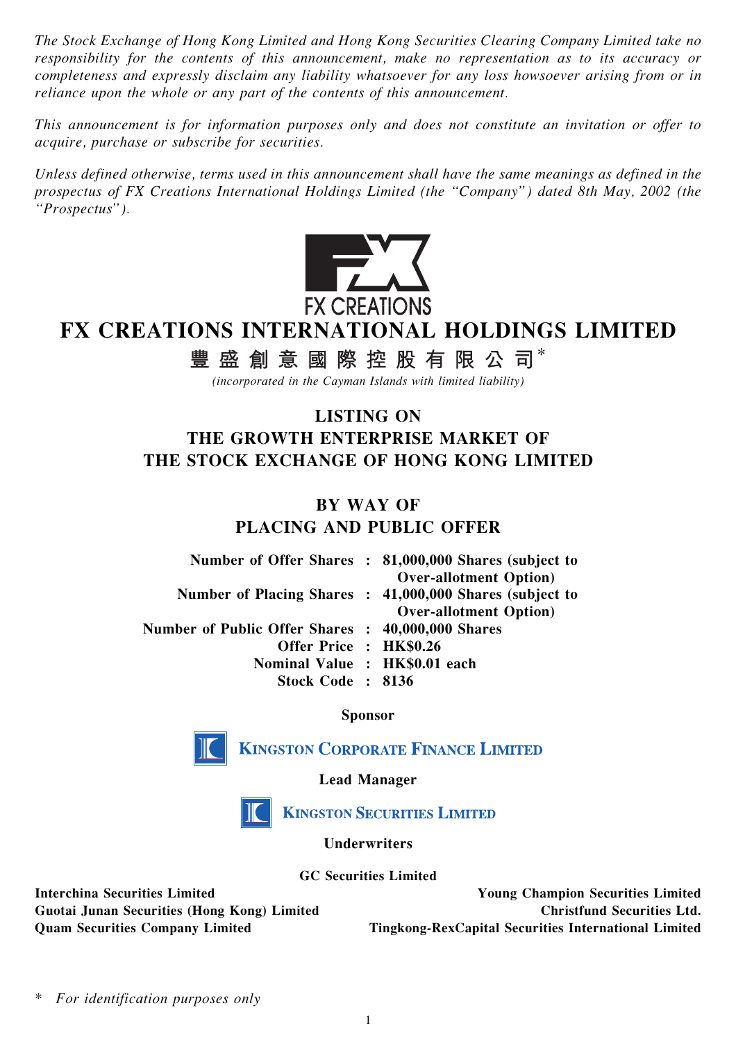*The Stock Exchange of Hong Kong Limited and Hong Kong Securities Clearing Company Limited take no responsibility for the contents of this announcement, make no representation as to its accuracy or completeness and expressly disclaim any liability whatsoever for any loss howsoever arising from or in reliance upon the whole or any part of the contents of this announcement.*

*This announcement is for information purposes only and does not constitute an invitation or offer to acquire, purchase or subscribe for securities.*

*Unless defined otherwise, terms used in this announcement shall have the same meanings as defined in the prospectus of FX Creations International Holdings Limited (the "Company") dated 8th May, 2002 (the "Prospectus").*

FX CREATIONS

# FX CREATIONS INTERNATIONAL HOLDINGS LIMITED

## 豐盛創意國際控股有限公司*

*(incorporated in the Cayman Islands with limited liability)*

## LISTING ON THE GROWTH ENTERPRISE MARKET OF THE STOCK EXCHANGE OF HONG KONG LIMITED

## BY WAY OF PLACING AND PUBLIC OFFER

| | | |
|---|---|---|
| **Number of Offer Shares** | **:** | **81,000,000 Shares (subject to Over-allotment Option)** |
| **Number of Placing Shares** | **:** | **41,000,000 Shares (subject to Over-allotment Option)** |
| **Number of Public Offer Shares** | **:** | **40,000,000 Shares** |
| **Offer Price** | **:** | **HK$0.26** |
| **Nominal Value** | **:** | **HK$0.01 each** |
| **Stock Code** | **:** | **8136** |

**Sponsor**

**KINGSTON CORPORATE FINANCE LIMITED**

**Lead Manager**

**KINGSTON SECURITIES LIMITED**

**Underwriters**

**GC Securities Limited**

**Interchina Securities Limited**
**Young Champion Securities Limited**
**Guotai Junan Securities (Hong Kong) Limited**
**Christfund Securities Ltd.**
**Quam Securities Company Limited**
**Tingkong-RexCapital Securities International Limited**

\* *For identification purposes only*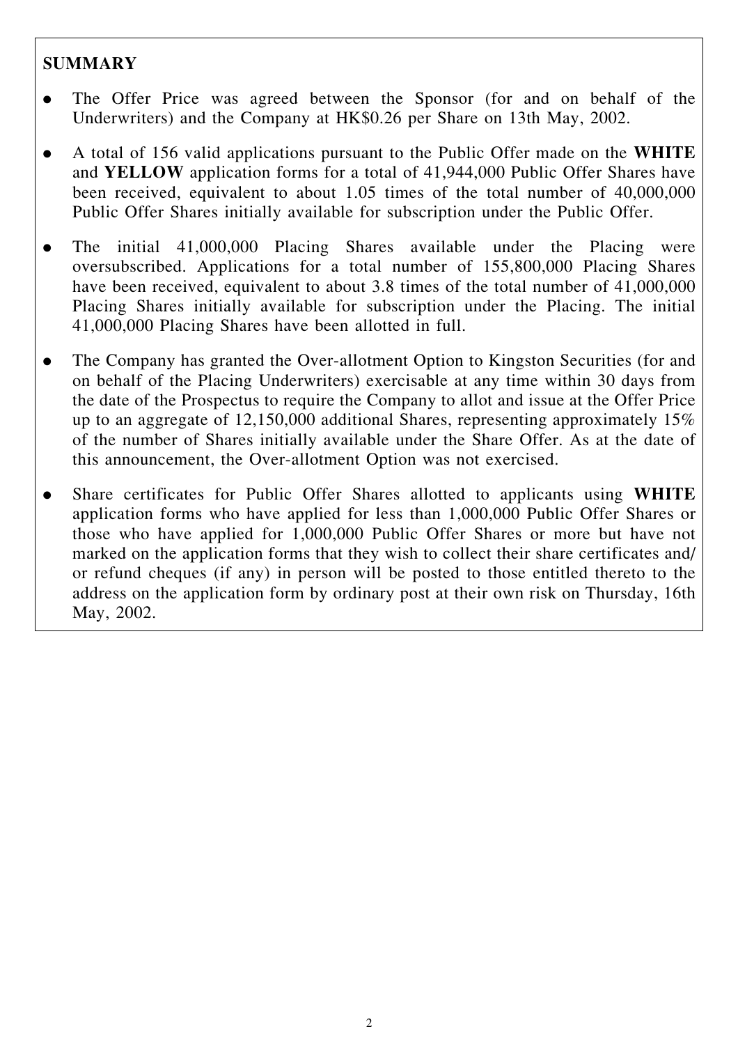**SUMMARY**

- The Offer Price was agreed between the Sponsor (for and on behalf of the Underwriters) and the Company at HK$0.26 per Share on 13th May, 2002.
- A total of 156 valid applications pursuant to the Public Offer made on the **WHITE** and **YELLOW** application forms for a total of 41,944,000 Public Offer Shares have been received, equivalent to about 1.05 times of the total number of 40,000,000 Public Offer Shares initially available for subscription under the Public Offer.
- The initial 41,000,000 Placing Shares available under the Placing were oversubscribed. Applications for a total number of 155,800,000 Placing Shares have been received, equivalent to about 3.8 times of the total number of 41,000,000 Placing Shares initially available for subscription under the Placing. The initial 41,000,000 Placing Shares have been allotted in full.
- The Company has granted the Over-allotment Option to Kingston Securities (for and on behalf of the Placing Underwriters) exercisable at any time within 30 days from the date of the Prospectus to require the Company to allot and issue at the Offer Price up to an aggregate of 12,150,000 additional Shares, representing approximately 15% of the number of Shares initially available under the Share Offer. As at the date of this announcement, the Over-allotment Option was not exercised.
- Share certificates for Public Offer Shares allotted to applicants using **WHITE** application forms who have applied for less than 1,000,000 Public Offer Shares or those who have applied for 1,000,000 Public Offer Shares or more but have not marked on the application forms that they wish to collect their share certificates and/or refund cheques (if any) in person will be posted to those entitled thereto to the address on the application form by ordinary post at their own risk on Thursday, 16th May, 2002.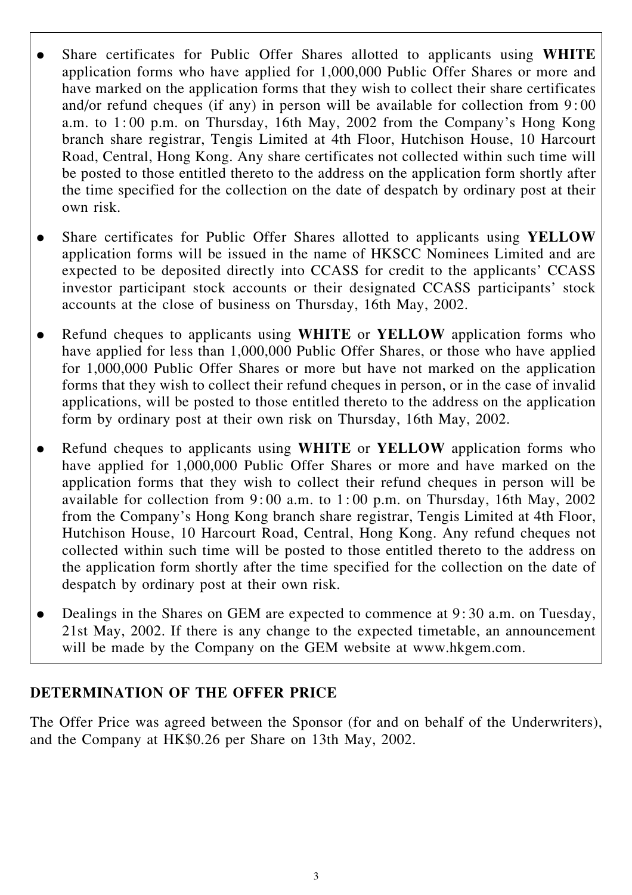- Share certificates for Public Offer Shares allotted to applicants using **WHITE** application forms who have applied for 1,000,000 Public Offer Shares or more and have marked on the application forms that they wish to collect their share certificates and/or refund cheques (if any) in person will be available for collection from 9:00 a.m. to 1:00 p.m. on Thursday, 16th May, 2002 from the Company's Hong Kong branch share registrar, Tengis Limited at 4th Floor, Hutchison House, 10 Harcourt Road, Central, Hong Kong. Any share certificates not collected within such time will be posted to those entitled thereto to the address on the application form shortly after the time specified for the collection on the date of despatch by ordinary post at their own risk.

- Share certificates for Public Offer Shares allotted to applicants using **YELLOW** application forms will be issued in the name of HKSCC Nominees Limited and are expected to be deposited directly into CCASS for credit to the applicants' CCASS investor participant stock accounts or their designated CCASS participants' stock accounts at the close of business on Thursday, 16th May, 2002.

- Refund cheques to applicants using **WHITE** or **YELLOW** application forms who have applied for less than 1,000,000 Public Offer Shares, or those who have applied for 1,000,000 Public Offer Shares or more but have not marked on the application forms that they wish to collect their refund cheques in person, or in the case of invalid applications, will be posted to those entitled thereto to the address on the application form by ordinary post at their own risk on Thursday, 16th May, 2002.

- Refund cheques to applicants using **WHITE** or **YELLOW** application forms who have applied for 1,000,000 Public Offer Shares or more and have marked on the application forms that they wish to collect their refund cheques in person will be available for collection from 9:00 a.m. to 1:00 p.m. on Thursday, 16th May, 2002 from the Company's Hong Kong branch share registrar, Tengis Limited at 4th Floor, Hutchison House, 10 Harcourt Road, Central, Hong Kong. Any refund cheques not collected within such time will be posted to those entitled thereto to the address on the application form shortly after the time specified for the collection on the date of despatch by ordinary post at their own risk.

- Dealings in the Shares on GEM are expected to commence at 9:30 a.m. on Tuesday, 21st May, 2002. If there is any change to the expected timetable, an announcement will be made by the Company on the GEM website at www.hkgem.com.

## DETERMINATION OF THE OFFER PRICE

The Offer Price was agreed between the Sponsor (for and on behalf of the Underwriters), and the Company at HK$0.26 per Share on 13th May, 2002.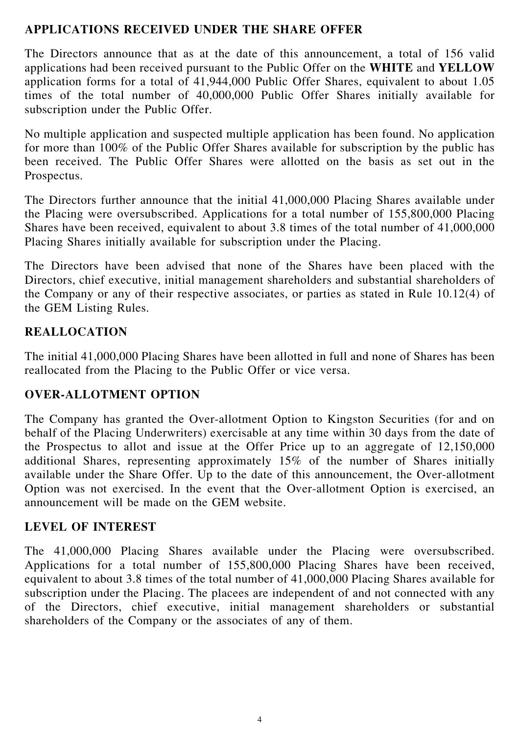## APPLICATIONS RECEIVED UNDER THE SHARE OFFER

The Directors announce that as at the date of this announcement, a total of 156 valid applications had been received pursuant to the Public Offer on the **WHITE** and **YELLOW** application forms for a total of 41,944,000 Public Offer Shares, equivalent to about 1.05 times of the total number of 40,000,000 Public Offer Shares initially available for subscription under the Public Offer.

No multiple application and suspected multiple application has been found. No application for more than 100% of the Public Offer Shares available for subscription by the public has been received. The Public Offer Shares were allotted on the basis as set out in the Prospectus.

The Directors further announce that the initial 41,000,000 Placing Shares available under the Placing were oversubscribed. Applications for a total number of 155,800,000 Placing Shares have been received, equivalent to about 3.8 times of the total number of 41,000,000 Placing Shares initially available for subscription under the Placing.

The Directors have been advised that none of the Shares have been placed with the Directors, chief executive, initial management shareholders and substantial shareholders of the Company or any of their respective associates, or parties as stated in Rule 10.12(4) of the GEM Listing Rules.

## REALLOCATION

The initial 41,000,000 Placing Shares have been allotted in full and none of Shares has been reallocated from the Placing to the Public Offer or vice versa.

## OVER-ALLOTMENT OPTION

The Company has granted the Over-allotment Option to Kingston Securities (for and on behalf of the Placing Underwriters) exercisable at any time within 30 days from the date of the Prospectus to allot and issue at the Offer Price up to an aggregate of 12,150,000 additional Shares, representing approximately 15% of the number of Shares initially available under the Share Offer. Up to the date of this announcement, the Over-allotment Option was not exercised. In the event that the Over-allotment Option is exercised, an announcement will be made on the GEM website.

## LEVEL OF INTEREST

The 41,000,000 Placing Shares available under the Placing were oversubscribed. Applications for a total number of 155,800,000 Placing Shares have been received, equivalent to about 3.8 times of the total number of 41,000,000 Placing Shares available for subscription under the Placing. The placees are independent of and not connected with any of the Directors, chief executive, initial management shareholders or substantial shareholders of the Company or the associates of any of them.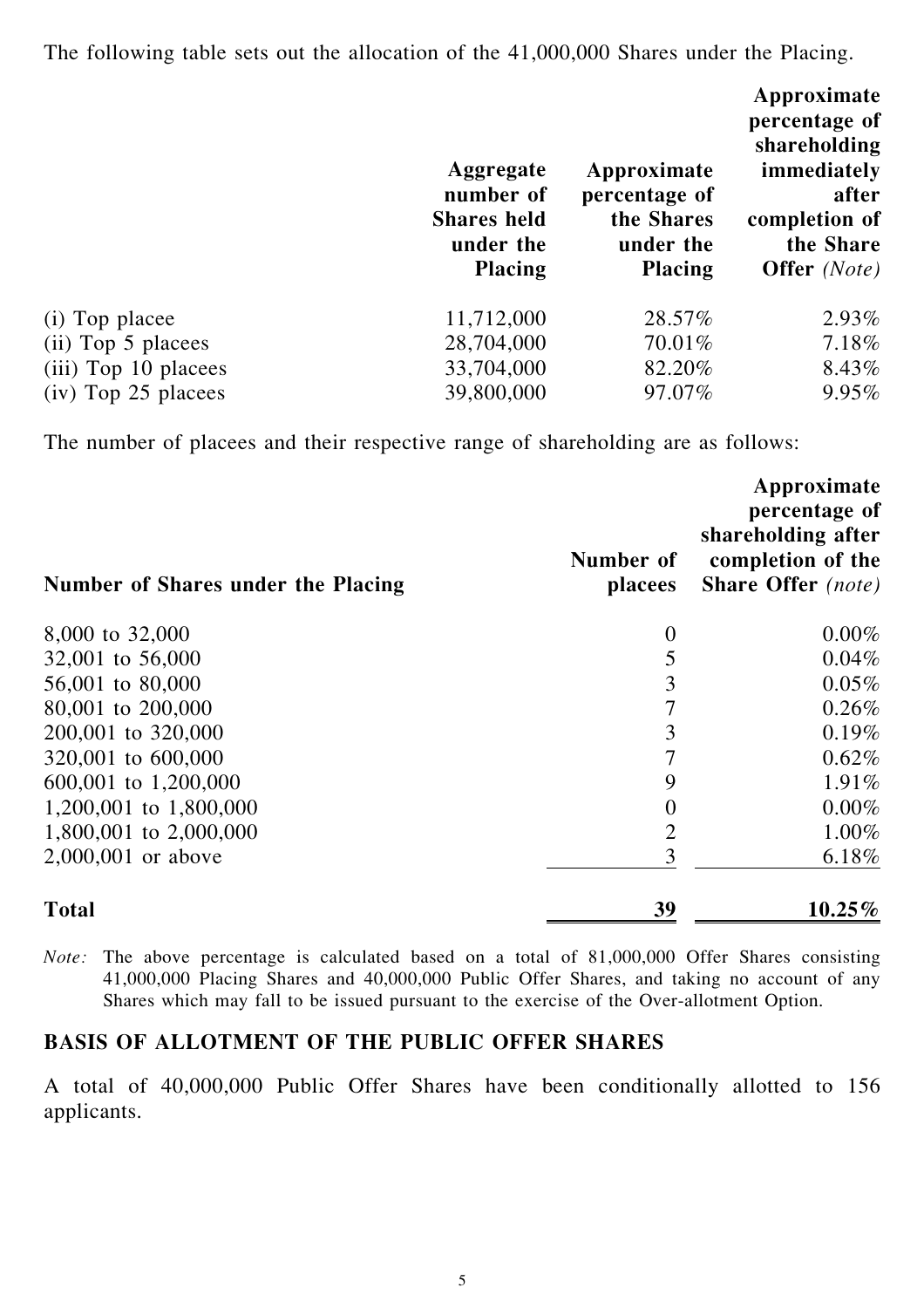The following table sets out the allocation of the 41,000,000 Shares under the Placing.

| | Aggregate number of Shares held under the Placing | Approximate percentage of the Shares under the Placing | Approximate percentage of shareholding immediately after completion of the Share Offer *(Note)* |
|---|---|---|---|
| (i) Top placee | 11,712,000 | 28.57% | 2.93% |
| (ii) Top 5 placees | 28,704,000 | 70.01% | 7.18% |
| (iii) Top 10 placees | 33,704,000 | 82.20% | 8.43% |
| (iv) Top 25 placees | 39,800,000 | 97.07% | 9.95% |

The number of placees and their respective range of shareholding are as follows:

| Number of Shares under the Placing | Number of placees | Approximate percentage of shareholding after completion of the Share Offer *(note)* |
|---|---|---|
| 8,000 to 32,000 | 0 | 0.00% |
| 32,001 to 56,000 | 5 | 0.04% |
| 56,001 to 80,000 | 3 | 0.05% |
| 80,001 to 200,000 | 7 | 0.26% |
| 200,001 to 320,000 | 3 | 0.19% |
| 320,001 to 600,000 | 7 | 0.62% |
| 600,001 to 1,200,000 | 9 | 1.91% |
| 1,200,001 to 1,800,000 | 0 | 0.00% |
| 1,800,001 to 2,000,000 | 2 | 1.00% |
| 2,000,001 or above | 3 | 6.18% |
| **Total** | **39** | **10.25%** |

*Note:* The above percentage is calculated based on a total of 81,000,000 Offer Shares consisting 41,000,000 Placing Shares and 40,000,000 Public Offer Shares, and taking no account of any Shares which may fall to be issued pursuant to the exercise of the Over-allotment Option.

## BASIS OF ALLOTMENT OF THE PUBLIC OFFER SHARES

A total of 40,000,000 Public Offer Shares have been conditionally allotted to 156 applicants.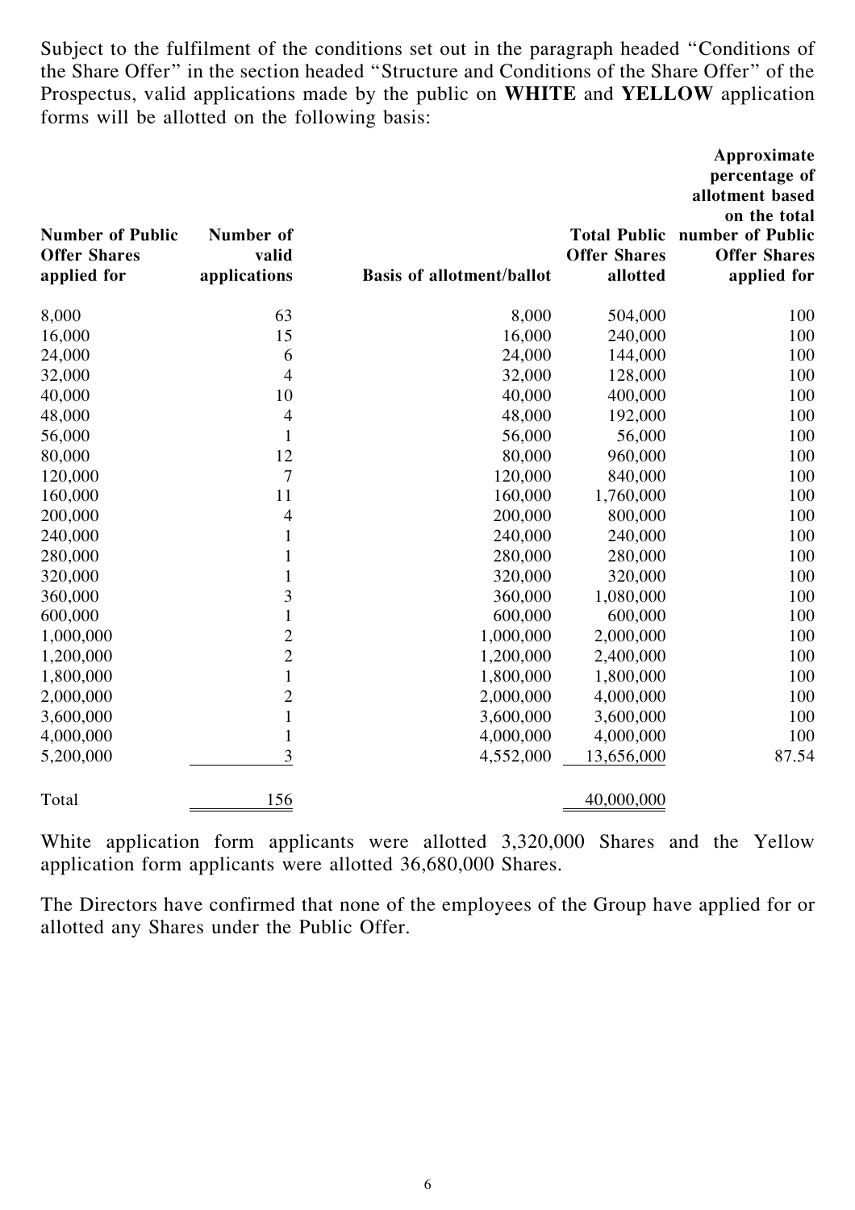Subject to the fulfilment of the conditions set out in the paragraph headed "Conditions of the Share Offer" in the section headed "Structure and Conditions of the Share Offer" of the Prospectus, valid applications made by the public on **WHITE** and **YELLOW** application forms will be allotted on the following basis:

| Number of Public Offer Shares applied for | Number of valid applications | Basis of allotment/ballot | Total Public Offer Shares allotted | Approximate percentage of allotment based on the total number of Public Offer Shares applied for |
|---|---|---|---|---|
| 8,000 | 63 | 8,000 | 504,000 | 100 |
| 16,000 | 15 | 16,000 | 240,000 | 100 |
| 24,000 | 6 | 24,000 | 144,000 | 100 |
| 32,000 | 4 | 32,000 | 128,000 | 100 |
| 40,000 | 10 | 40,000 | 400,000 | 100 |
| 48,000 | 4 | 48,000 | 192,000 | 100 |
| 56,000 | 1 | 56,000 | 56,000 | 100 |
| 80,000 | 12 | 80,000 | 960,000 | 100 |
| 120,000 | 7 | 120,000 | 840,000 | 100 |
| 160,000 | 11 | 160,000 | 1,760,000 | 100 |
| 200,000 | 4 | 200,000 | 800,000 | 100 |
| 240,000 | 1 | 240,000 | 240,000 | 100 |
| 280,000 | 1 | 280,000 | 280,000 | 100 |
| 320,000 | 1 | 320,000 | 320,000 | 100 |
| 360,000 | 3 | 360,000 | 1,080,000 | 100 |
| 600,000 | 1 | 600,000 | 600,000 | 100 |
| 1,000,000 | 2 | 1,000,000 | 2,000,000 | 100 |
| 1,200,000 | 2 | 1,200,000 | 2,400,000 | 100 |
| 1,800,000 | 1 | 1,800,000 | 1,800,000 | 100 |
| 2,000,000 | 2 | 2,000,000 | 4,000,000 | 100 |
| 3,600,000 | 1 | 3,600,000 | 3,600,000 | 100 |
| 4,000,000 | 1 | 4,000,000 | 4,000,000 | 100 |
| 5,200,000 | 3 | 4,552,000 | 13,656,000 | 87.54 |
| Total | 156 | | 40,000,000 | |

White application form applicants were allotted 3,320,000 Shares and the Yellow application form applicants were allotted 36,680,000 Shares.

The Directors have confirmed that none of the employees of the Group have applied for or allotted any Shares under the Public Offer.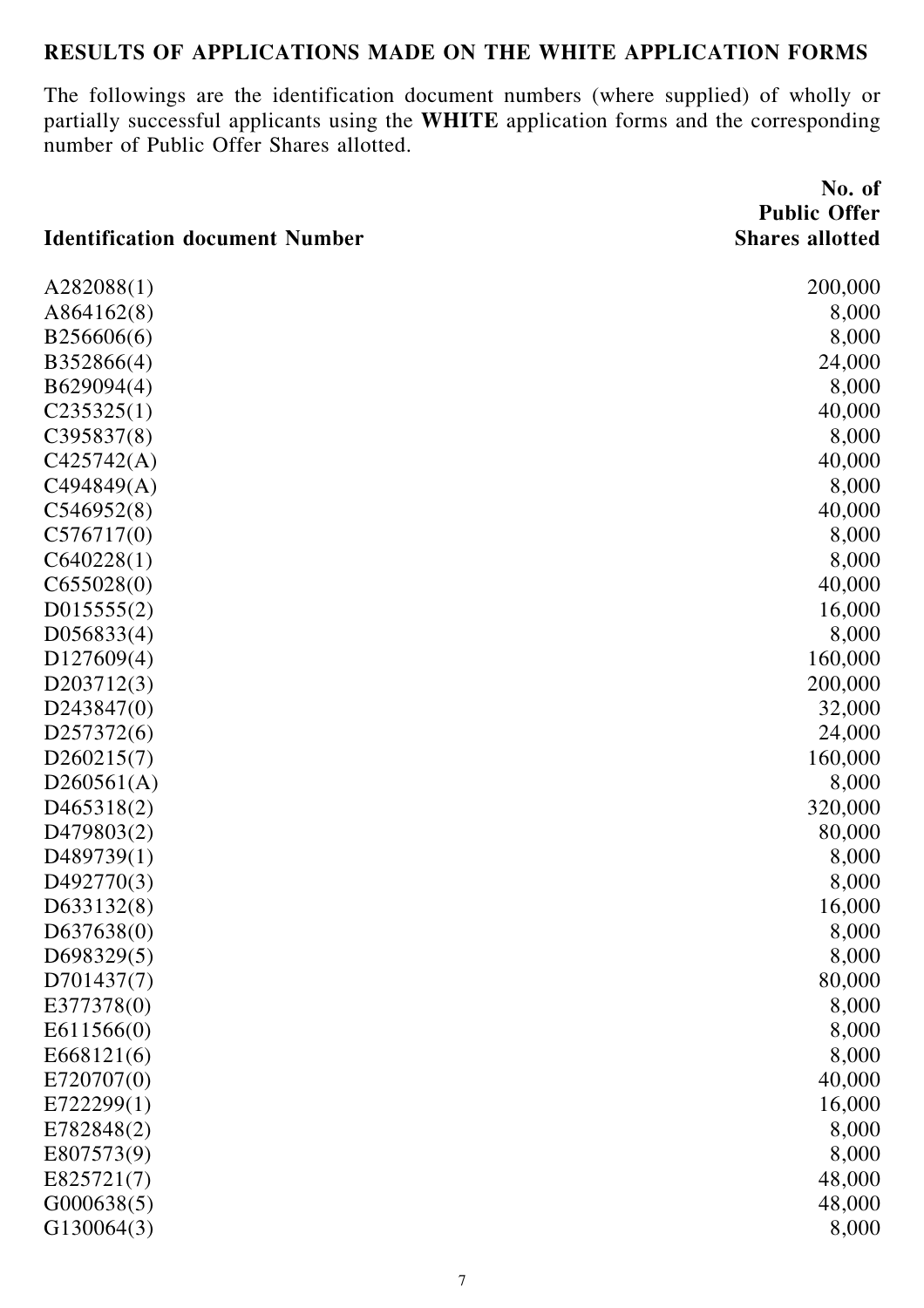## RESULTS OF APPLICATIONS MADE ON THE WHITE APPLICATION FORMS

The followings are the identification document numbers (where supplied) of wholly or partially successful applicants using the **WHITE** application forms and the corresponding number of Public Offer Shares allotted.

| Identification document Number | No. of Public Offer Shares allotted |
|---|---|
| A282088(1) | 200,000 |
| A864162(8) | 8,000 |
| B256606(6) | 8,000 |
| B352866(4) | 24,000 |
| B629094(4) | 8,000 |
| C235325(1) | 40,000 |
| C395837(8) | 8,000 |
| C425742(A) | 40,000 |
| C494849(A) | 8,000 |
| C546952(8) | 40,000 |
| C576717(0) | 8,000 |
| C640228(1) | 8,000 |
| C655028(0) | 40,000 |
| D015555(2) | 16,000 |
| D056833(4) | 8,000 |
| D127609(4) | 160,000 |
| D203712(3) | 200,000 |
| D243847(0) | 32,000 |
| D257372(6) | 24,000 |
| D260215(7) | 160,000 |
| D260561(A) | 8,000 |
| D465318(2) | 320,000 |
| D479803(2) | 80,000 |
| D489739(1) | 8,000 |
| D492770(3) | 8,000 |
| D633132(8) | 16,000 |
| D637638(0) | 8,000 |
| D698329(5) | 8,000 |
| D701437(7) | 80,000 |
| E377378(0) | 8,000 |
| E611566(0) | 8,000 |
| E668121(6) | 8,000 |
| E720707(0) | 40,000 |
| E722299(1) | 16,000 |
| E782848(2) | 8,000 |
| E807573(9) | 8,000 |
| E825721(7) | 48,000 |
| G000638(5) | 48,000 |
| G130064(3) | 8,000 |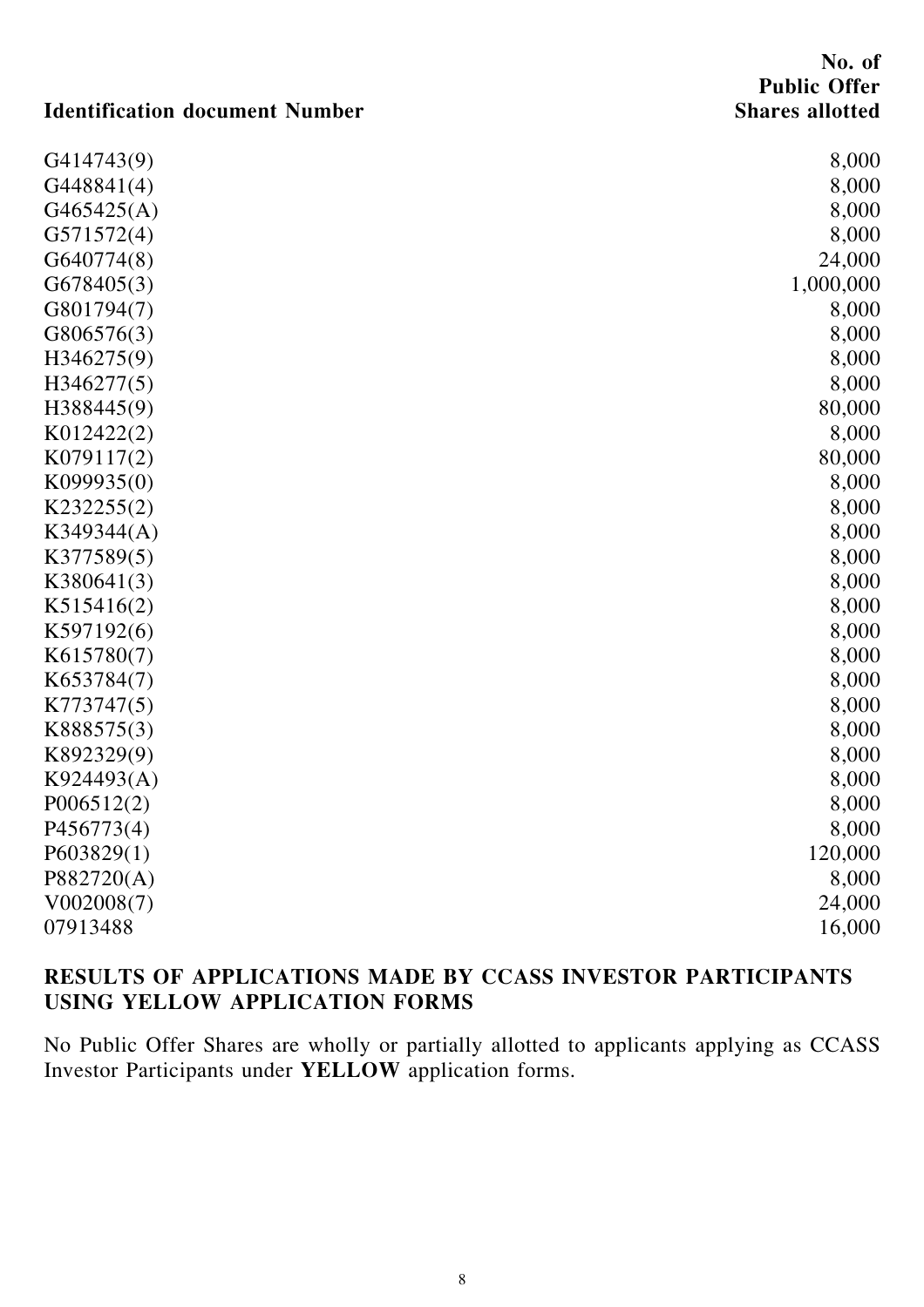| Identification document Number | No. of Public Offer Shares allotted |
| --- | --- |
| G414743(9) | 8,000 |
| G448841(4) | 8,000 |
| G465425(A) | 8,000 |
| G571572(4) | 8,000 |
| G640774(8) | 24,000 |
| G678405(3) | 1,000,000 |
| G801794(7) | 8,000 |
| G806576(3) | 8,000 |
| H346275(9) | 8,000 |
| H346277(5) | 8,000 |
| H388445(9) | 80,000 |
| K012422(2) | 8,000 |
| K079117(2) | 80,000 |
| K099935(0) | 8,000 |
| K232255(2) | 8,000 |
| K349344(A) | 8,000 |
| K377589(5) | 8,000 |
| K380641(3) | 8,000 |
| K515416(2) | 8,000 |
| K597192(6) | 8,000 |
| K615780(7) | 8,000 |
| K653784(7) | 8,000 |
| K773747(5) | 8,000 |
| K888575(3) | 8,000 |
| K892329(9) | 8,000 |
| K924493(A) | 8,000 |
| P006512(2) | 8,000 |
| P456773(4) | 8,000 |
| P603829(1) | 120,000 |
| P882720(A) | 8,000 |
| V002008(7) | 24,000 |
| 07913488 | 16,000 |

## RESULTS OF APPLICATIONS MADE BY CCASS INVESTOR PARTICIPANTS USING YELLOW APPLICATION FORMS

No Public Offer Shares are wholly or partially allotted to applicants applying as CCASS Investor Participants under **YELLOW** application forms.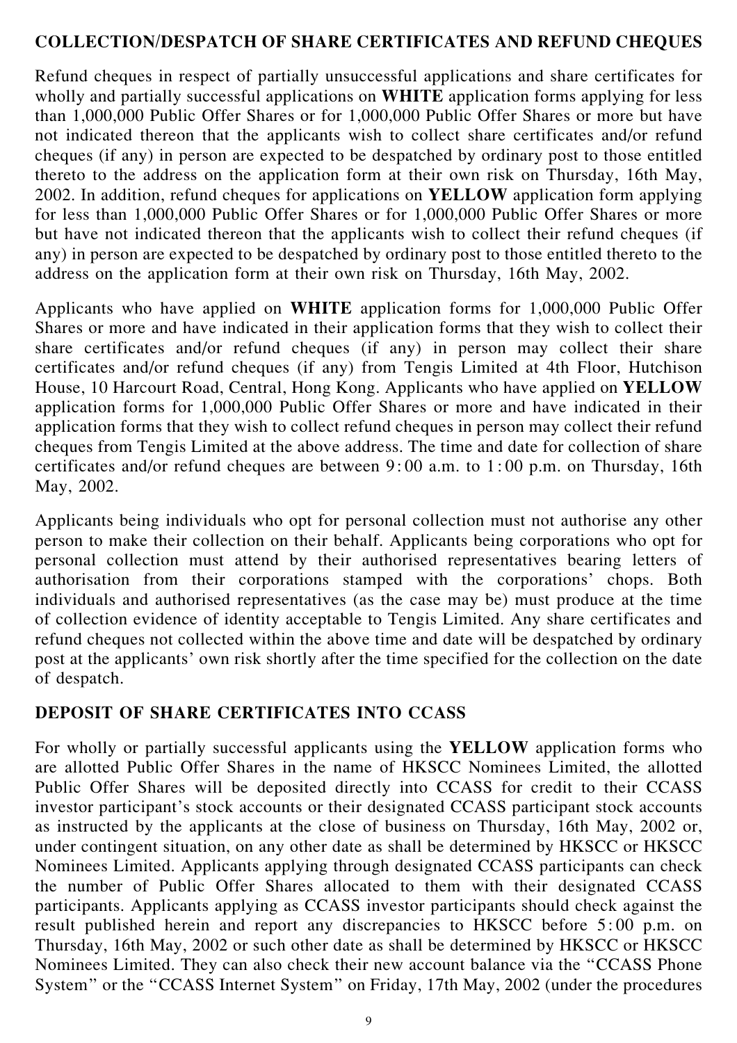## COLLECTION/DESPATCH OF SHARE CERTIFICATES AND REFUND CHEQUES

Refund cheques in respect of partially unsuccessful applications and share certificates for wholly and partially successful applications on **WHITE** application forms applying for less than 1,000,000 Public Offer Shares or for 1,000,000 Public Offer Shares or more but have not indicated thereon that the applicants wish to collect share certificates and/or refund cheques (if any) in person are expected to be despatched by ordinary post to those entitled thereto to the address on the application form at their own risk on Thursday, 16th May, 2002. In addition, refund cheques for applications on **YELLOW** application form applying for less than 1,000,000 Public Offer Shares or for 1,000,000 Public Offer Shares or more but have not indicated thereon that the applicants wish to collect their refund cheques (if any) in person are expected to be despatched by ordinary post to those entitled thereto to the address on the application form at their own risk on Thursday, 16th May, 2002.

Applicants who have applied on **WHITE** application forms for 1,000,000 Public Offer Shares or more and have indicated in their application forms that they wish to collect their share certificates and/or refund cheques (if any) in person may collect their share certificates and/or refund cheques (if any) from Tengis Limited at 4th Floor, Hutchison House, 10 Harcourt Road, Central, Hong Kong. Applicants who have applied on **YELLOW** application forms for 1,000,000 Public Offer Shares or more and have indicated in their application forms that they wish to collect refund cheques in person may collect their refund cheques from Tengis Limited at the above address. The time and date for collection of share certificates and/or refund cheques are between 9:00 a.m. to 1:00 p.m. on Thursday, 16th May, 2002.

Applicants being individuals who opt for personal collection must not authorise any other person to make their collection on their behalf. Applicants being corporations who opt for personal collection must attend by their authorised representatives bearing letters of authorisation from their corporations stamped with the corporations' chops. Both individuals and authorised representatives (as the case may be) must produce at the time of collection evidence of identity acceptable to Tengis Limited. Any share certificates and refund cheques not collected within the above time and date will be despatched by ordinary post at the applicants' own risk shortly after the time specified for the collection on the date of despatch.

## DEPOSIT OF SHARE CERTIFICATES INTO CCASS

For wholly or partially successful applicants using the **YELLOW** application forms who are allotted Public Offer Shares in the name of HKSCC Nominees Limited, the allotted Public Offer Shares will be deposited directly into CCASS for credit to their CCASS investor participant's stock accounts or their designated CCASS participant stock accounts as instructed by the applicants at the close of business on Thursday, 16th May, 2002 or, under contingent situation, on any other date as shall be determined by HKSCC or HKSCC Nominees Limited. Applicants applying through designated CCASS participants can check the number of Public Offer Shares allocated to them with their designated CCASS participants. Applicants applying as CCASS investor participants should check against the result published herein and report any discrepancies to HKSCC before 5:00 p.m. on Thursday, 16th May, 2002 or such other date as shall be determined by HKSCC or HKSCC Nominees Limited. They can also check their new account balance via the "CCASS Phone System" or the "CCASS Internet System" on Friday, 17th May, 2002 (under the procedures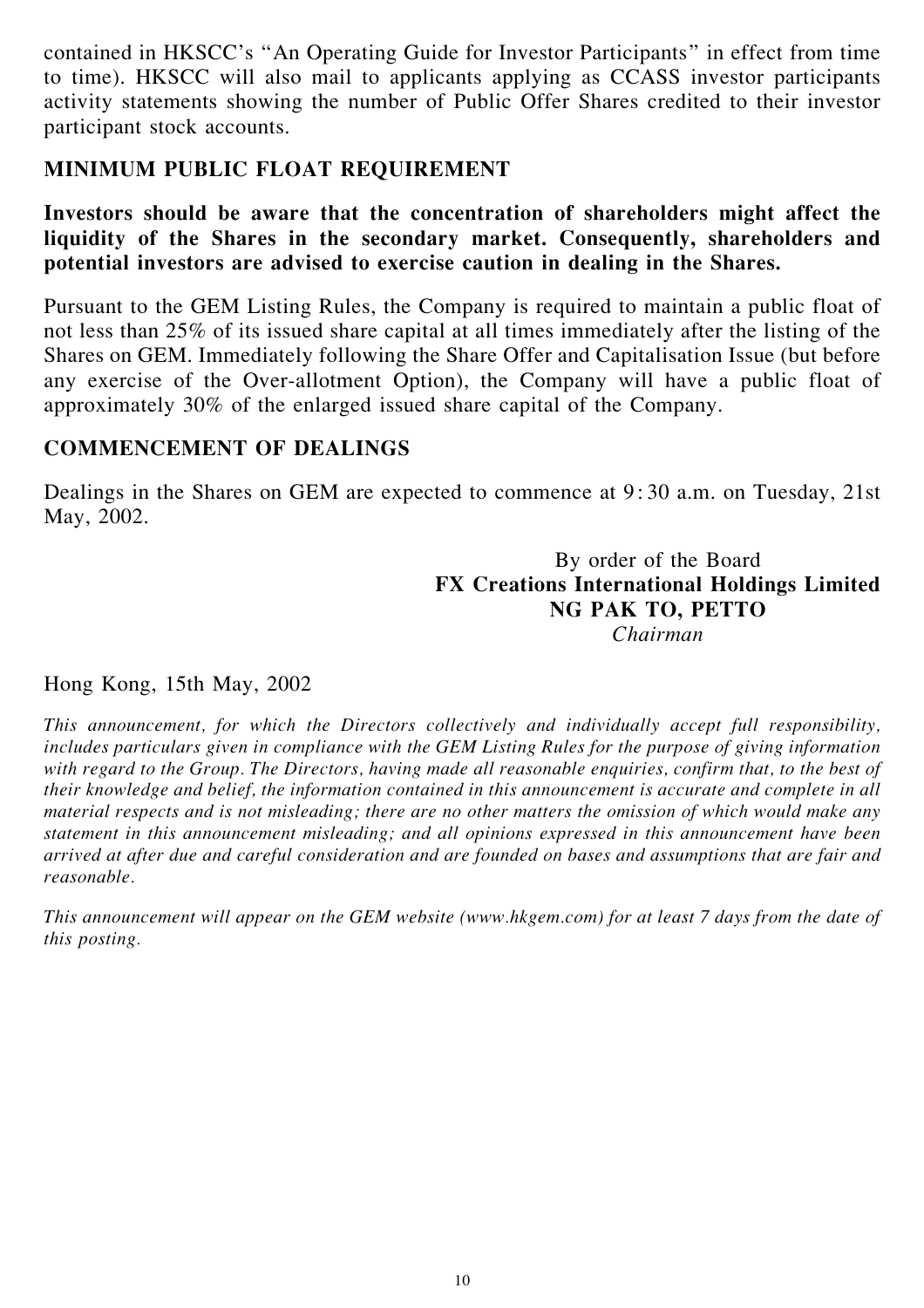contained in HKSCC's "An Operating Guide for Investor Participants" in effect from time to time). HKSCC will also mail to applicants applying as CCASS investor participants activity statements showing the number of Public Offer Shares credited to their investor participant stock accounts.

## MINIMUM PUBLIC FLOAT REQUIREMENT

**Investors should be aware that the concentration of shareholders might affect the liquidity of the Shares in the secondary market. Consequently, shareholders and potential investors are advised to exercise caution in dealing in the Shares.**

Pursuant to the GEM Listing Rules, the Company is required to maintain a public float of not less than 25% of its issued share capital at all times immediately after the listing of the Shares on GEM. Immediately following the Share Offer and Capitalisation Issue (but before any exercise of the Over-allotment Option), the Company will have a public float of approximately 30% of the enlarged issued share capital of the Company.

## COMMENCEMENT OF DEALINGS

Dealings in the Shares on GEM are expected to commence at 9:30 a.m. on Tuesday, 21st May, 2002.

By order of the Board
**FX Creations International Holdings Limited**
**NG PAK TO, PETTO**
*Chairman*

Hong Kong, 15th May, 2002

*This announcement, for which the Directors collectively and individually accept full responsibility, includes particulars given in compliance with the GEM Listing Rules for the purpose of giving information with regard to the Group. The Directors, having made all reasonable enquiries, confirm that, to the best of their knowledge and belief, the information contained in this announcement is accurate and complete in all material respects and is not misleading; there are no other matters the omission of which would make any statement in this announcement misleading; and all opinions expressed in this announcement have been arrived at after due and careful consideration and are founded on bases and assumptions that are fair and reasonable.*

*This announcement will appear on the GEM website (www.hkgem.com) for at least 7 days from the date of this posting.*